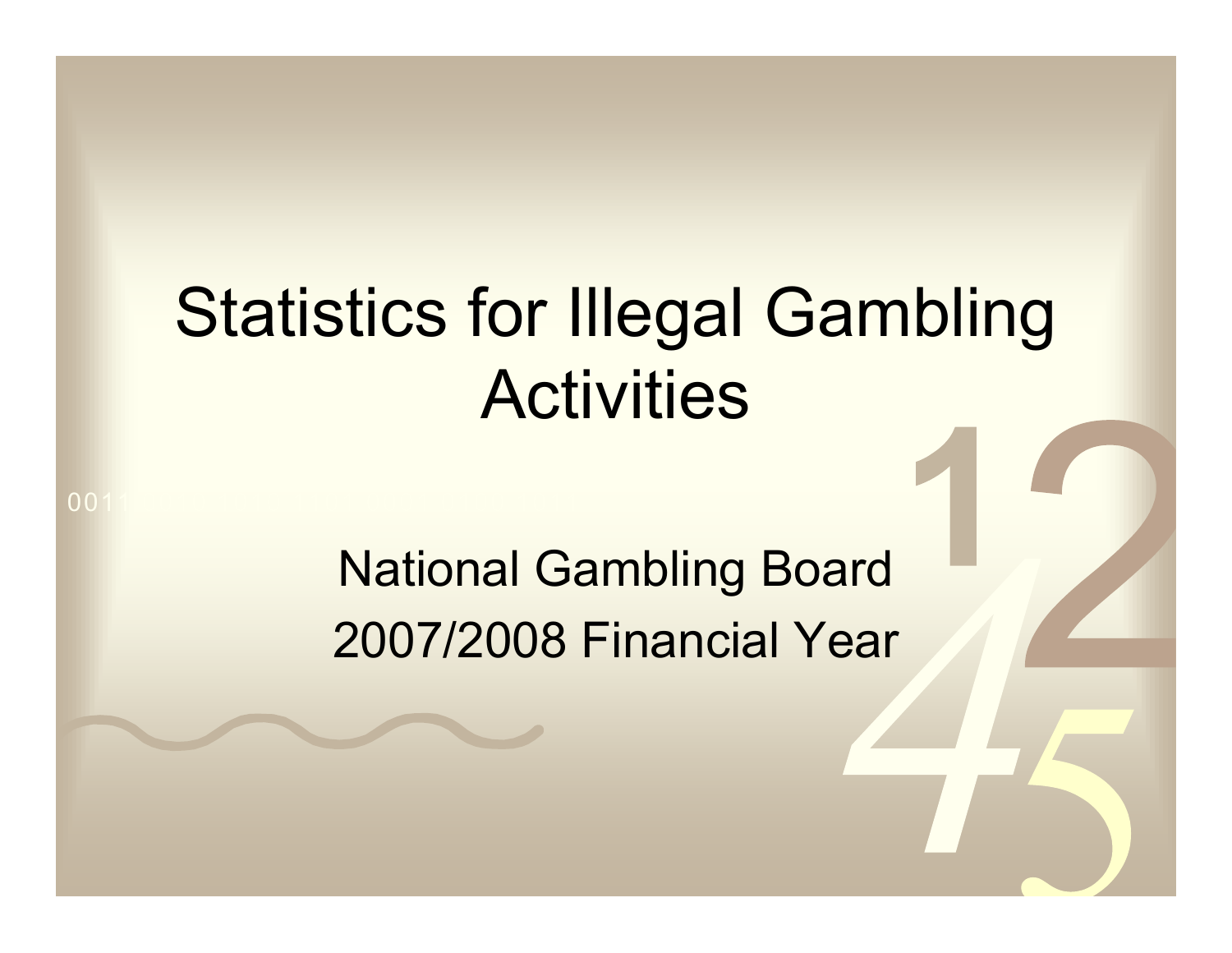# Statistics for Illegal Gambling Activities

National Gambling Board
2007/2008 Financial Year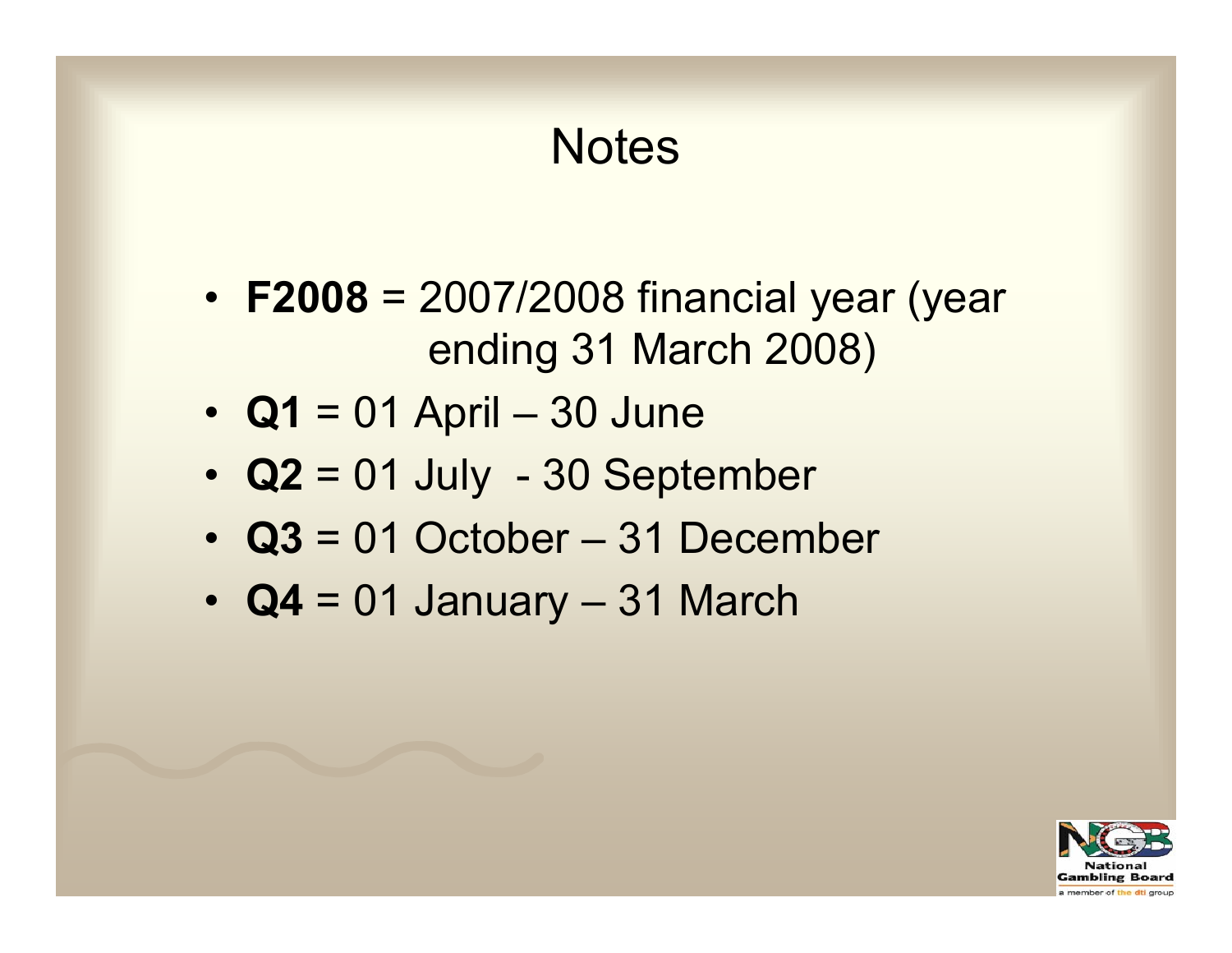# Notes

- **F2008** = 2007/2008 financial year (year ending 31 March 2008)
- **Q1** = 01 April – 30 June
- **Q2** = 01 July - 30 September
- **Q3** = 01 October – 31 December
- **Q4** = 01 January – 31 March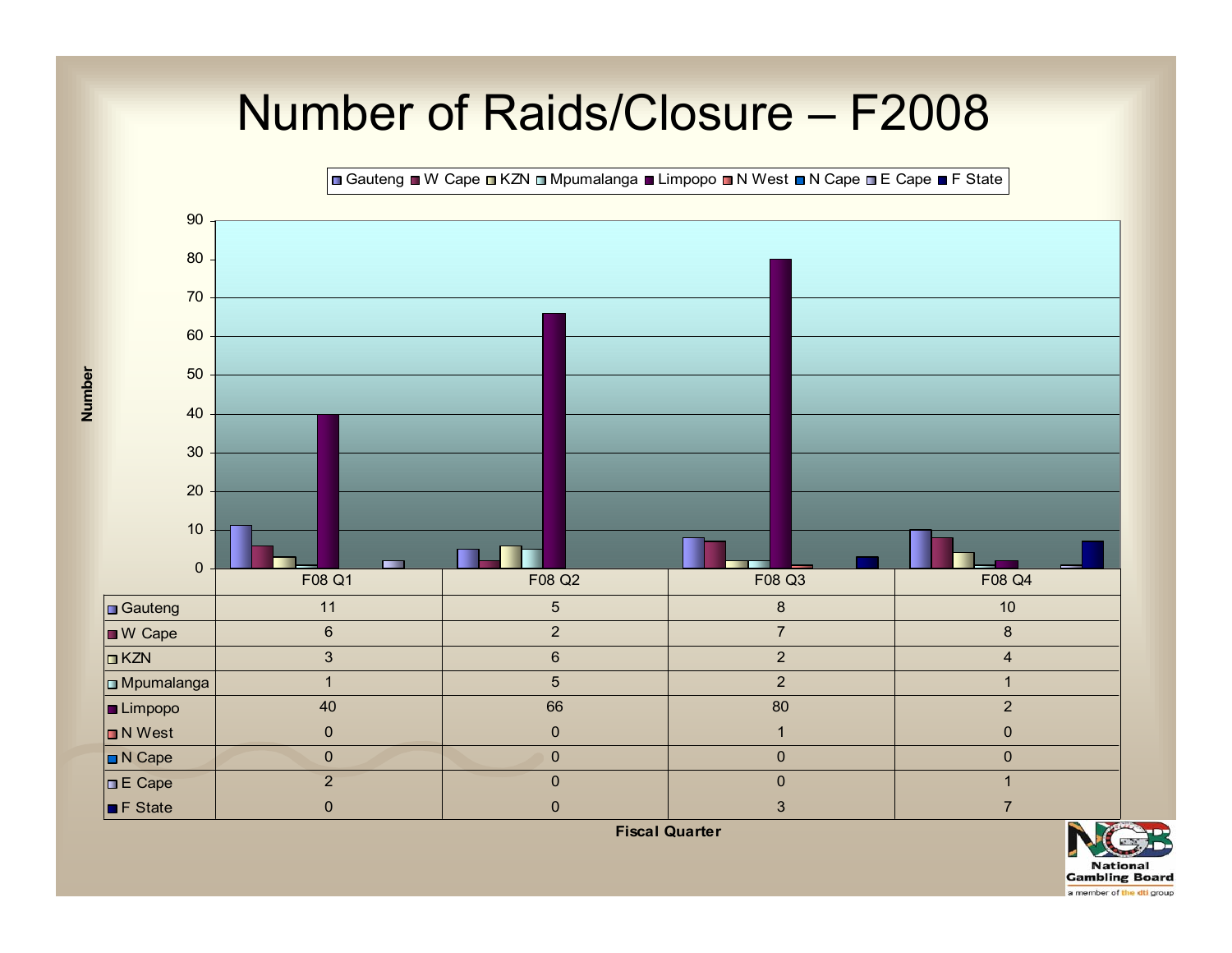# Number of Raids/Closure – F2008

| | F08 Q1 | F08 Q2 | F08 Q3 | F08 Q4 |
|---|---|---|---|---|
| Gauteng | 11 | 5 | 8 | 10 |
| W Cape | 6 | 2 | 7 | 8 |
| KZN | 3 | 6 | 2 | 4 |
| Mpumalanga | 1 | 5 | 2 | 1 |
| Limpopo | 40 | 66 | 80 | 2 |
| N West | 0 | 0 | 1 | 0 |
| N Cape | 0 | 0 | 0 | 0 |
| E Cape | 2 | 0 | 0 | 1 |
| F State | 0 | 0 | 3 | 7 |

Fiscal Quarter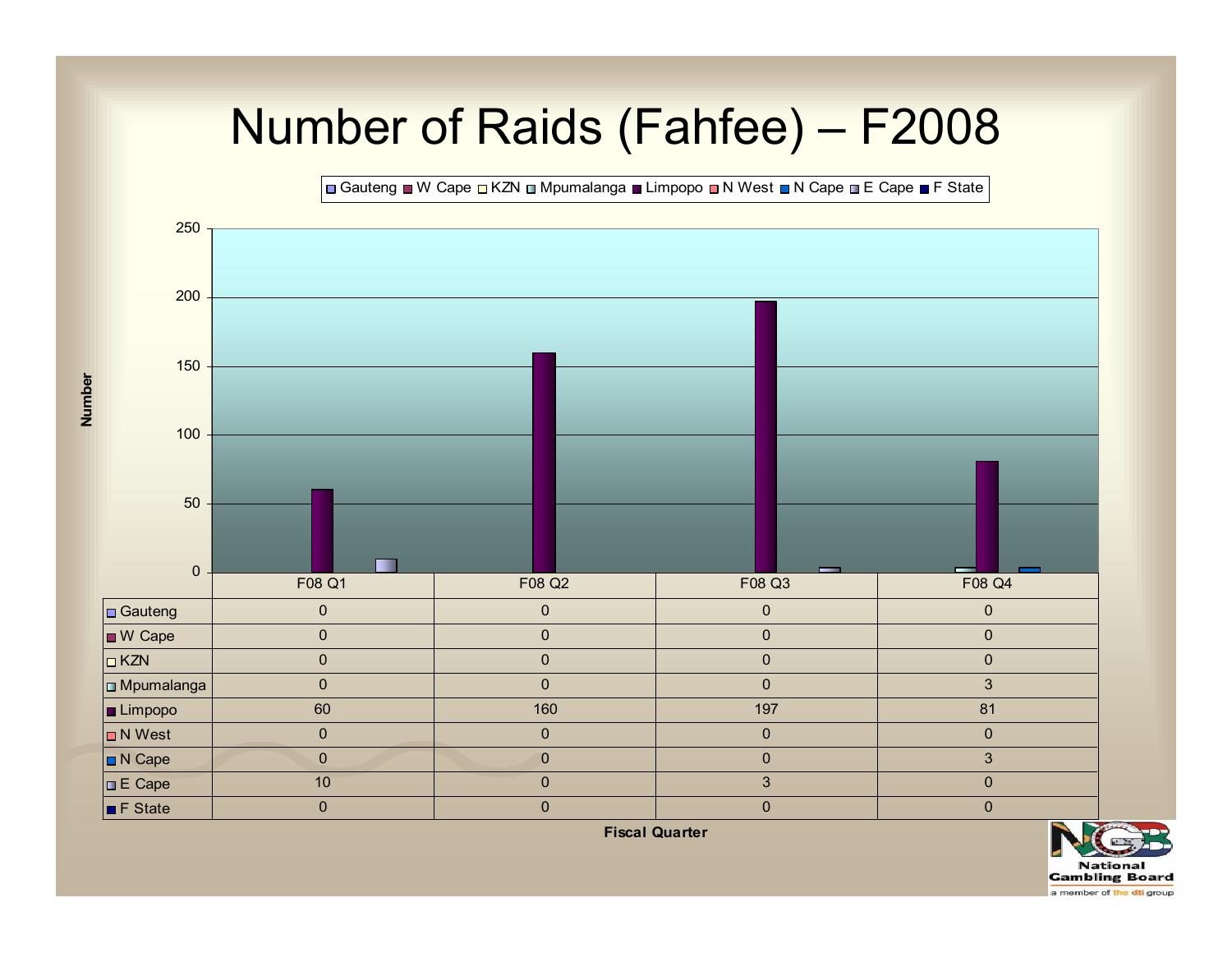# Number of Raids (Fahfee) – F2008

| | F08 Q1 | F08 Q2 | F08 Q3 | F08 Q4 |
|---|---|---|---|---|
| Gauteng | 0 | 0 | 0 | 0 |
| W Cape | 0 | 0 | 0 | 0 |
| KZN | 0 | 0 | 0 | 0 |
| Mpumalanga | 0 | 0 | 0 | 3 |
| Limpopo | 60 | 160 | 197 | 81 |
| N West | 0 | 0 | 0 | 0 |
| N Cape | 0 | 0 | 0 | 3 |
| E Cape | 10 | 0 | 3 | 0 |
| F State | 0 | 0 | 0 | 0 |

Number

Fiscal Quarter

National Gambling Board
a member of the dti group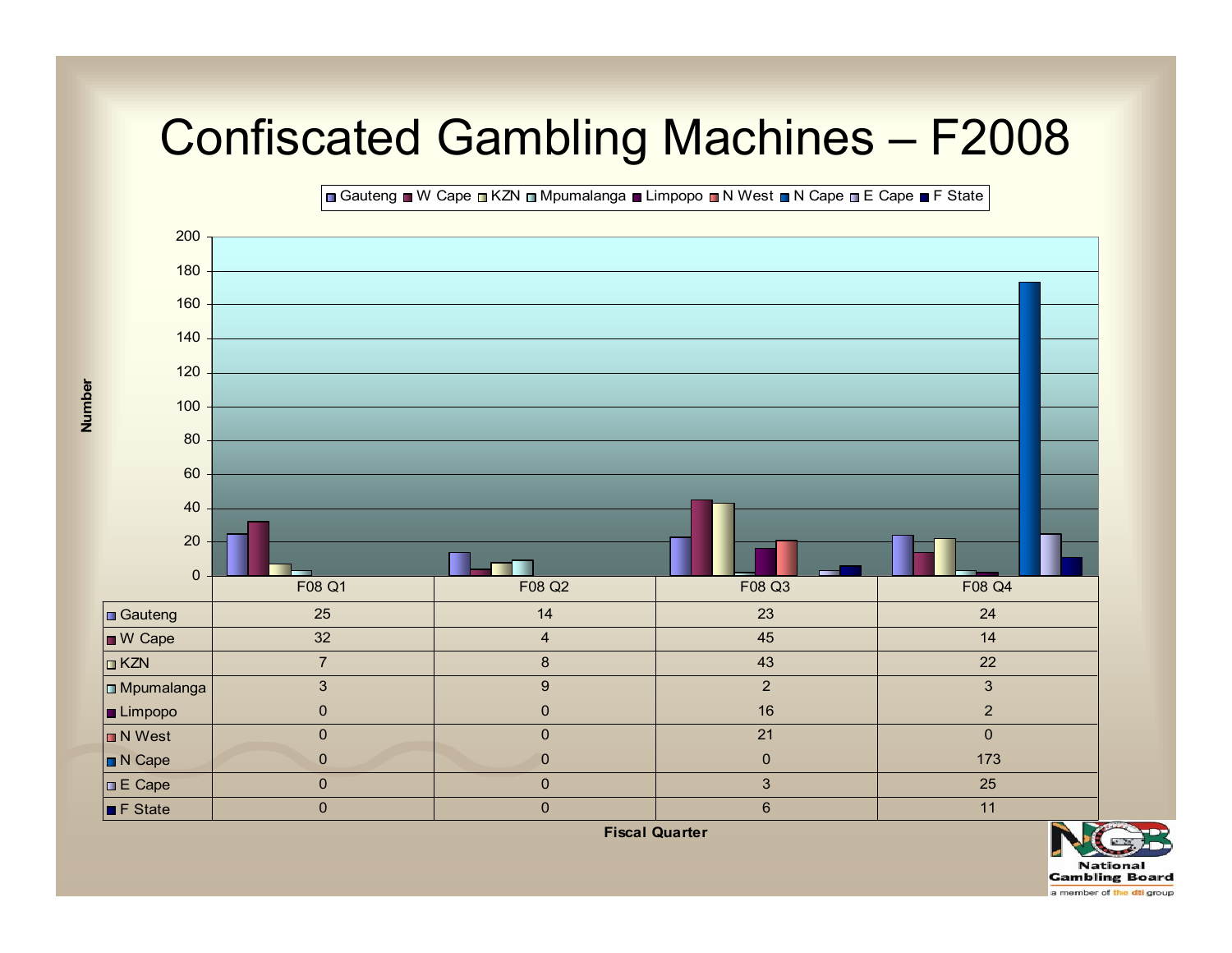# Confiscated Gambling Machines – F2008

| | F08 Q1 | F08 Q2 | F08 Q3 | F08 Q4 |
|---|---|---|---|---|
| Gauteng | 25 | 14 | 23 | 24 |
| W Cape | 32 | 4 | 45 | 14 |
| KZN | 7 | 8 | 43 | 22 |
| Mpumalanga | 3 | 9 | 2 | 3 |
| Limpopo | 0 | 0 | 16 | 2 |
| N West | 0 | 0 | 21 | 0 |
| N Cape | 0 | 0 | 0 | 173 |
| E Cape | 0 | 0 | 3 | 25 |
| F State | 0 | 0 | 6 | 11 |

Fiscal Quarter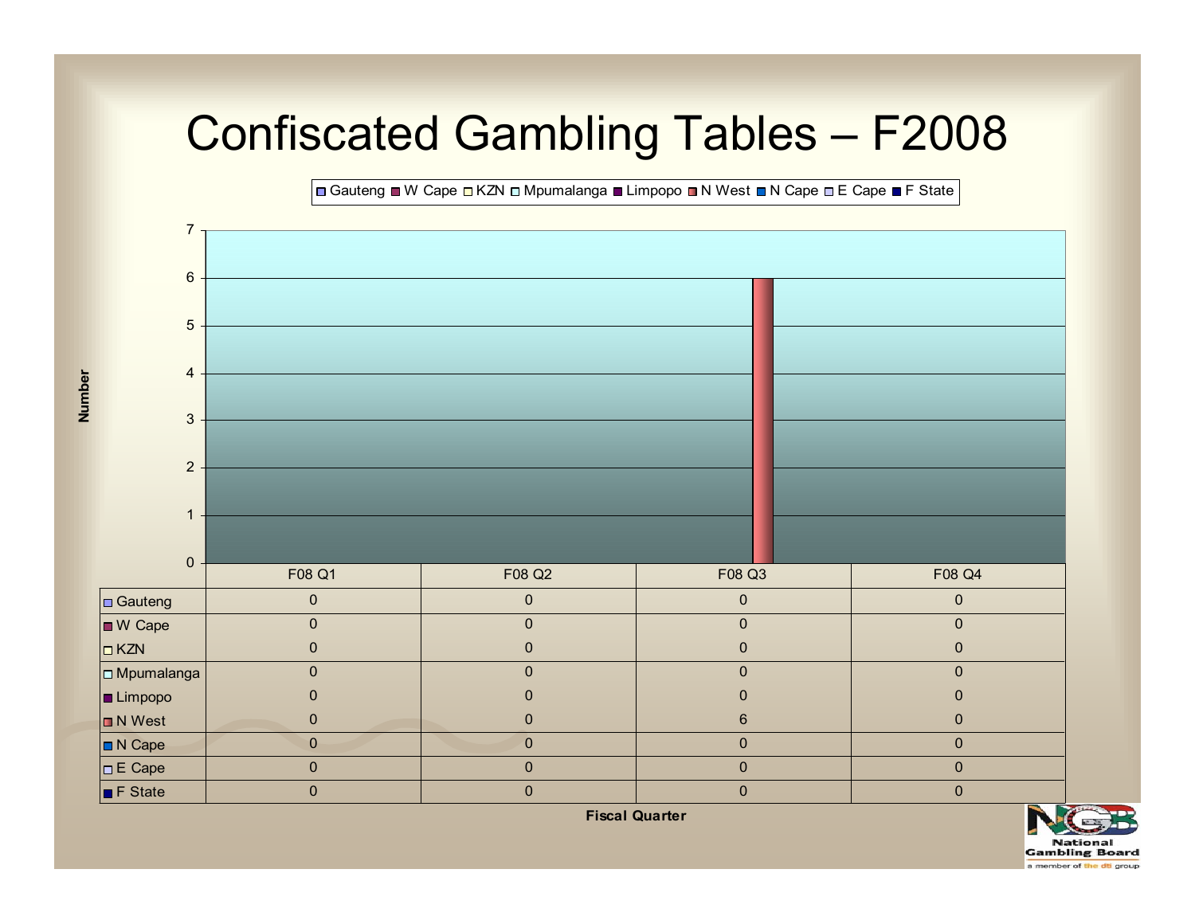# Confiscated Gambling Tables – F2008

| | F08 Q1 | F08 Q2 | F08 Q3 | F08 Q4 |
|---|---|---|---|---|
| Gauteng | 0 | 0 | 0 | 0 |
| W Cape | 0 | 0 | 0 | 0 |
| KZN | 0 | 0 | 0 | 0 |
| Mpumalanga | 0 | 0 | 0 | 0 |
| Limpopo | 0 | 0 | 0 | 0 |
| N West | 0 | 0 | 6 | 0 |
| N Cape | 0 | 0 | 0 | 0 |
| E Cape | 0 | 0 | 0 | 0 |
| F State | 0 | 0 | 0 | 0 |

Fiscal Quarter

National Gambling Board
a member of the dti group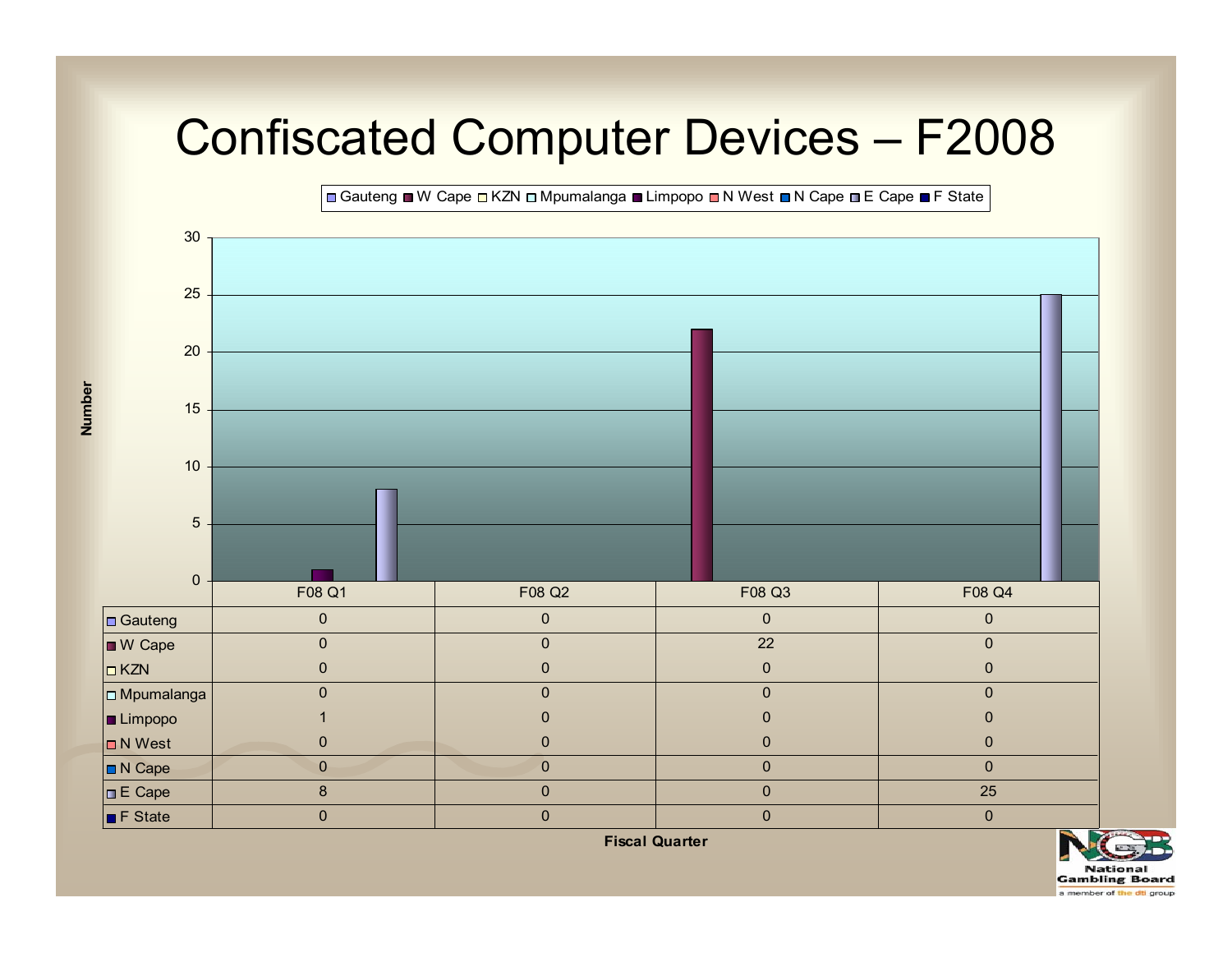# Confiscated Computer Devices – F2008

| | F08 Q1 | F08 Q2 | F08 Q3 | F08 Q4 |
|---|---|---|---|---|
| Gauteng | 0 | 0 | 0 | 0 |
| W Cape | 0 | 0 | 22 | 0 |
| KZN | 0 | 0 | 0 | 0 |
| Mpumalanga | 0 | 0 | 0 | 0 |
| Limpopo | 1 | 0 | 0 | 0 |
| N West | 0 | 0 | 0 | 0 |
| N Cape | 0 | 0 | 0 | 0 |
| E Cape | 8 | 0 | 0 | 25 |
| F State | 0 | 0 | 0 | 0 |

Fiscal Quarter

Number

National Gambling Board
a member of the dti group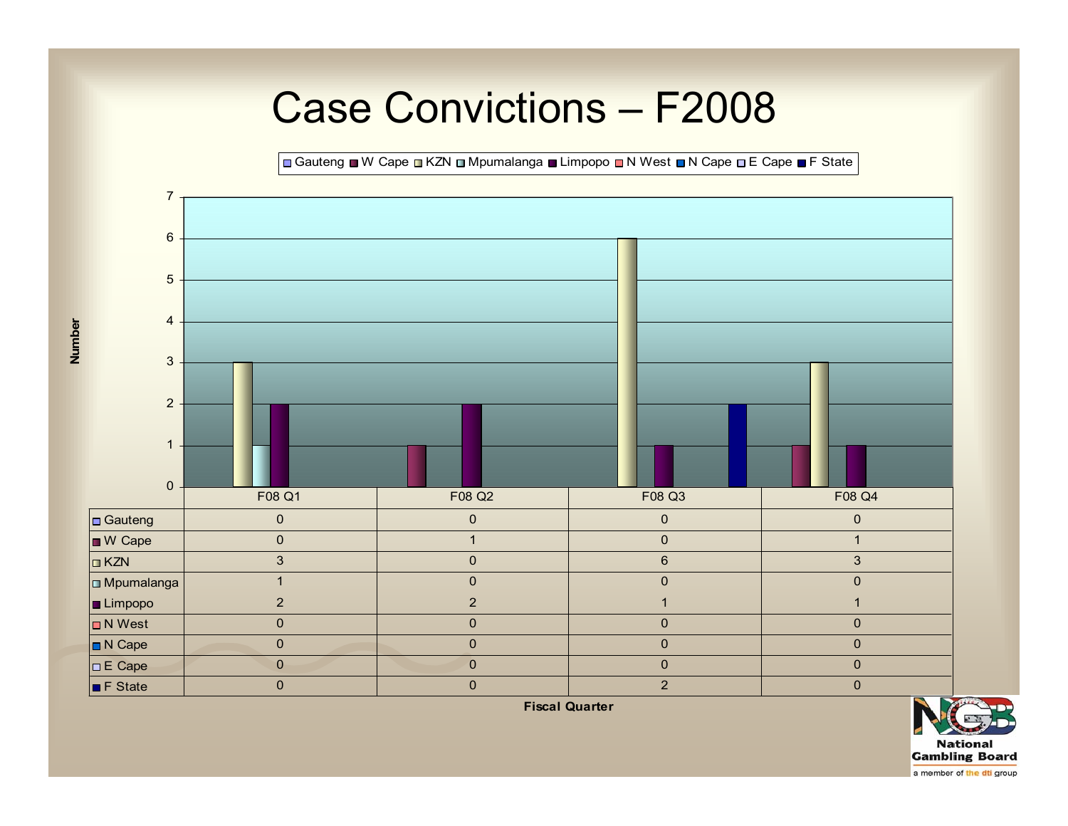# Case Convictions – F2008

| | F08 Q1 | F08 Q2 | F08 Q3 | F08 Q4 |
|---|---|---|---|---|
| Gauteng | 0 | 0 | 0 | 0 |
| W Cape | 0 | 1 | 0 | 1 |
| KZN | 3 | 0 | 6 | 3 |
| Mpumalanga | 1 | 0 | 0 | 0 |
| Limpopo | 2 | 2 | 1 | 1 |
| N West | 0 | 0 | 0 | 0 |
| N Cape | 0 | 0 | 0 | 0 |
| E Cape | 0 | 0 | 0 | 0 |
| F State | 0 | 0 | 2 | 0 |

Fiscal Quarter

National Gambling Board
a member of the dti group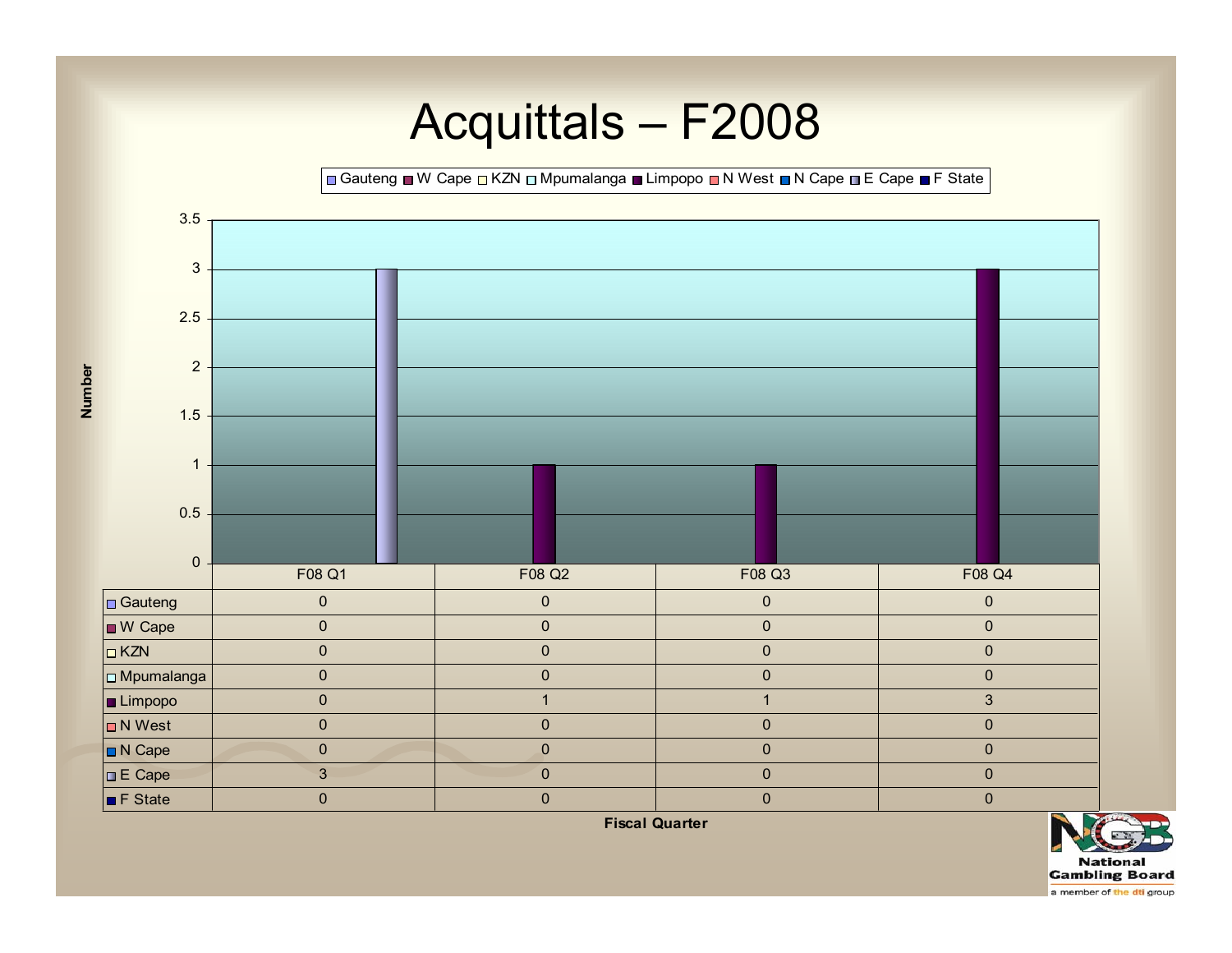# Acquittals – F2008

| | F08 Q1 | F08 Q2 | F08 Q3 | F08 Q4 |
|---|---|---|---|---|
| Gauteng | 0 | 0 | 0 | 0 |
| W Cape | 0 | 0 | 0 | 0 |
| KZN | 0 | 0 | 0 | 0 |
| Mpumalanga | 0 | 0 | 0 | 0 |
| Limpopo | 0 | 1 | 1 | 3 |
| N West | 0 | 0 | 0 | 0 |
| N Cape | 0 | 0 | 0 | 0 |
| E Cape | 3 | 0 | 0 | 0 |
| F State | 0 | 0 | 0 | 0 |

Fiscal Quarter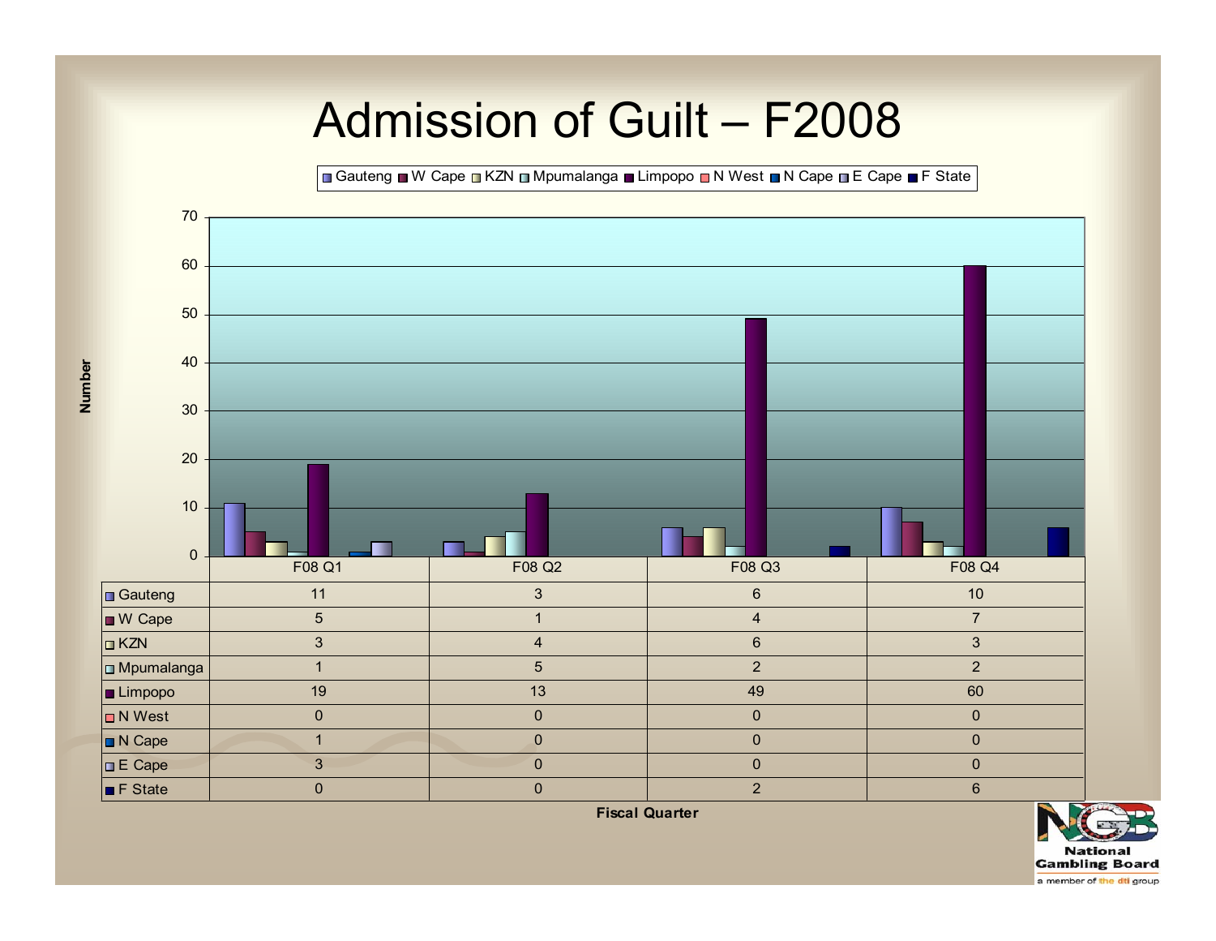# Admission of Guilt – F2008

| | F08 Q1 | F08 Q2 | F08 Q3 | F08 Q4 |
|---|---|---|---|---|
| Gauteng | 11 | 3 | 6 | 10 |
| W Cape | 5 | 1 | 4 | 7 |
| KZN | 3 | 4 | 6 | 3 |
| Mpumalanga | 1 | 5 | 2 | 2 |
| Limpopo | 19 | 13 | 49 | 60 |
| N West | 0 | 0 | 0 | 0 |
| N Cape | 1 | 0 | 0 | 0 |
| E Cape | 3 | 0 | 0 | 0 |
| F State | 0 | 0 | 2 | 6 |

Fiscal Quarter

National Gambling Board

a member of the dti group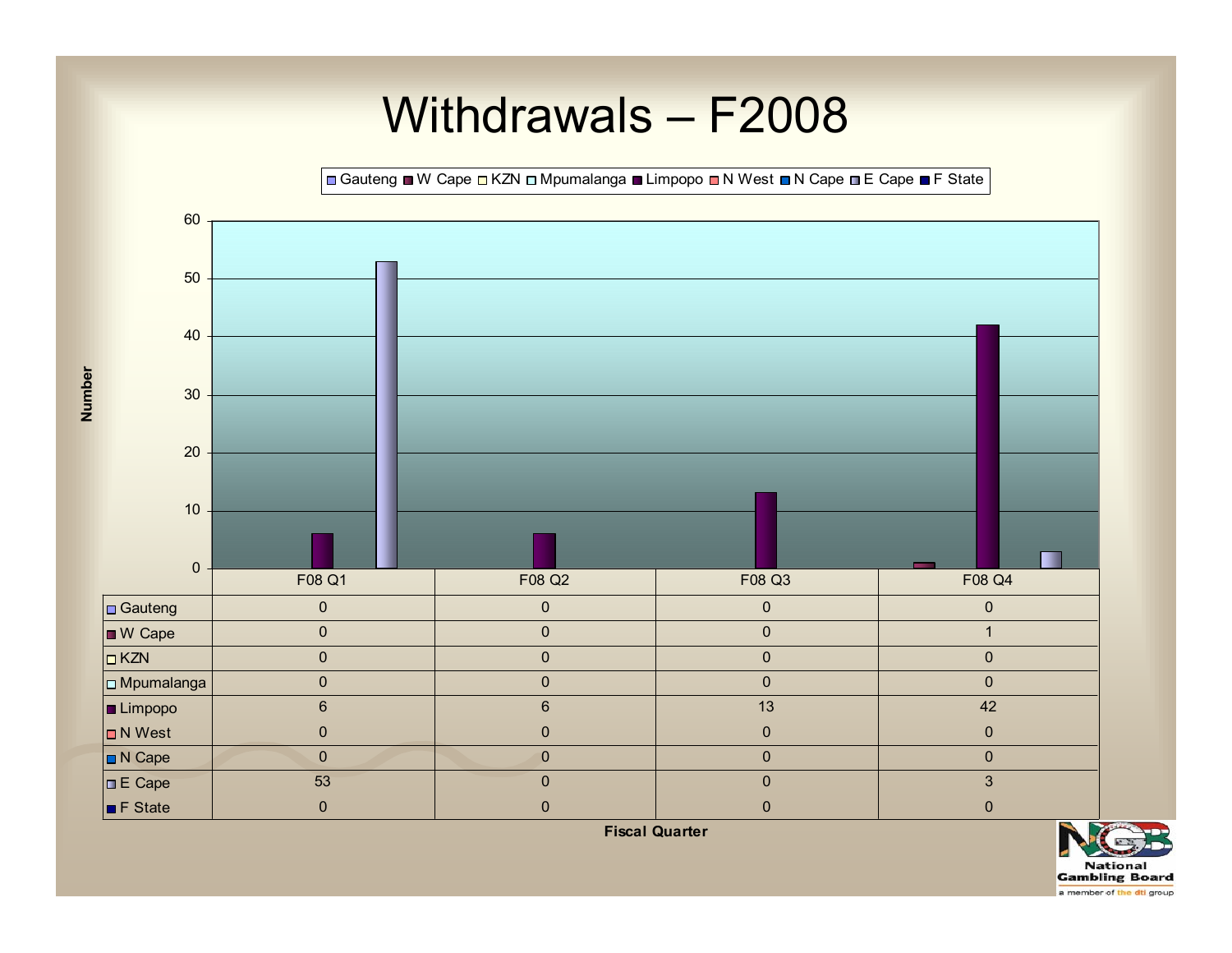# Withdrawals – F2008

| | F08 Q1 | F08 Q2 | F08 Q3 | F08 Q4 |
|---|---|---|---|---|
| Gauteng | 0 | 0 | 0 | 0 |
| W Cape | 0 | 0 | 0 | 1 |
| KZN | 0 | 0 | 0 | 0 |
| Mpumalanga | 0 | 0 | 0 | 0 |
| Limpopo | 6 | 6 | 13 | 42 |
| N West | 0 | 0 | 0 | 0 |
| N Cape | 0 | 0 | 0 | 0 |
| E Cape | 53 | 0 | 0 | 3 |
| F State | 0 | 0 | 0 | 0 |

Fiscal Quarter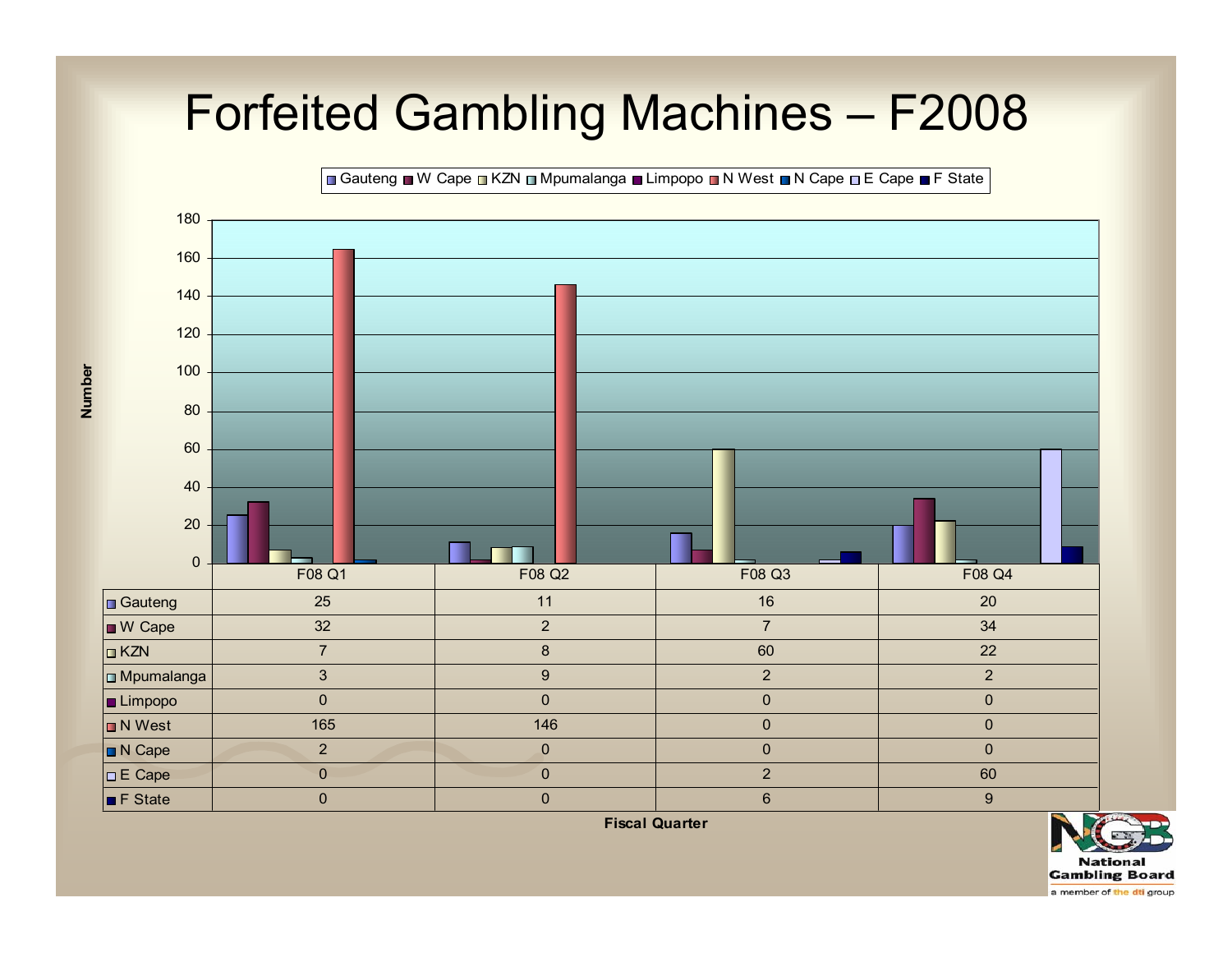# Forfeited Gambling Machines – F2008

| | F08 Q1 | F08 Q2 | F08 Q3 | F08 Q4 |
|---|---|---|---|---|
| Gauteng | 25 | 11 | 16 | 20 |
| W Cape | 32 | 2 | 7 | 34 |
| KZN | 7 | 8 | 60 | 22 |
| Mpumalanga | 3 | 9 | 2 | 2 |
| Limpopo | 0 | 0 | 0 | 0 |
| N West | 165 | 146 | 0 | 0 |
| N Cape | 2 | 0 | 0 | 0 |
| E Cape | 0 | 0 | 2 | 60 |
| F State | 0 | 0 | 6 | 9 |

Fiscal Quarter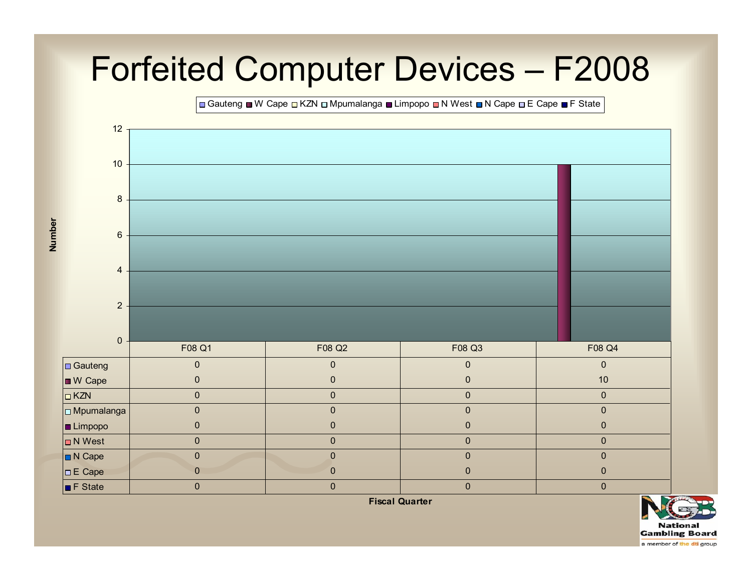# Forfeited Computer Devices – F2008

| | F08 Q1 | F08 Q2 | F08 Q3 | F08 Q4 |
|---|---|---|---|---|
| Gauteng | 0 | 0 | 0 | 0 |
| W Cape | 0 | 0 | 0 | 10 |
| KZN | 0 | 0 | 0 | 0 |
| Mpumalanga | 0 | 0 | 0 | 0 |
| Limpopo | 0 | 0 | 0 | 0 |
| N West | 0 | 0 | 0 | 0 |
| N Cape | 0 | 0 | 0 | 0 |
| E Cape | 0 | 0 | 0 | 0 |
| F State | 0 | 0 | 0 | 0 |

Fiscal Quarter

National Gambling Board
a member of the dti group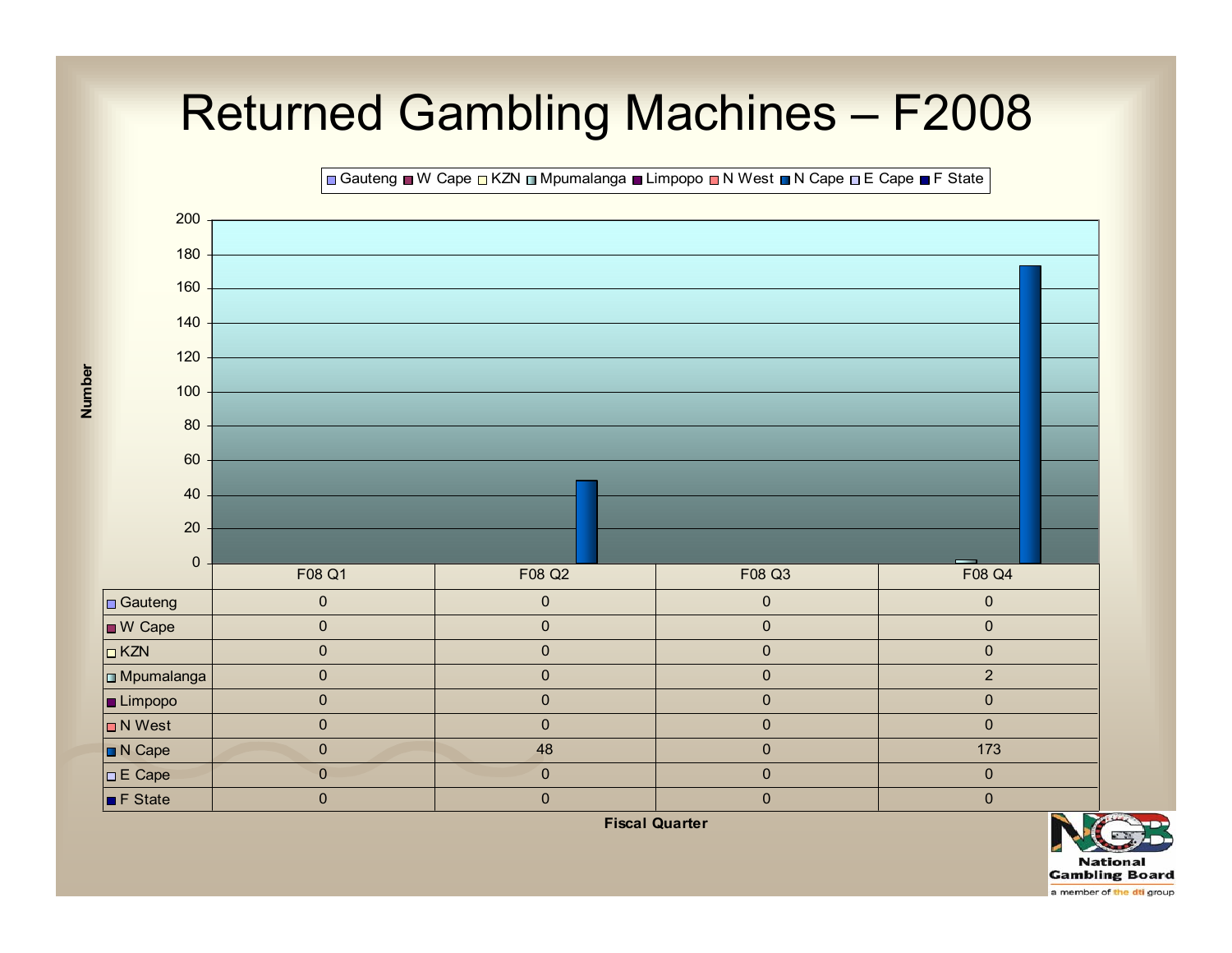# Returned Gambling Machines – F2008

| | F08 Q1 | F08 Q2 | F08 Q3 | F08 Q4 |
|---|---|---|---|---|
| Gauteng | 0 | 0 | 0 | 0 |
| W Cape | 0 | 0 | 0 | 0 |
| KZN | 0 | 0 | 0 | 0 |
| Mpumalanga | 0 | 0 | 0 | 2 |
| Limpopo | 0 | 0 | 0 | 0 |
| N West | 0 | 0 | 0 | 0 |
| N Cape | 0 | 48 | 0 | 173 |
| E Cape | 0 | 0 | 0 | 0 |
| F State | 0 | 0 | 0 | 0 |

Fiscal Quarter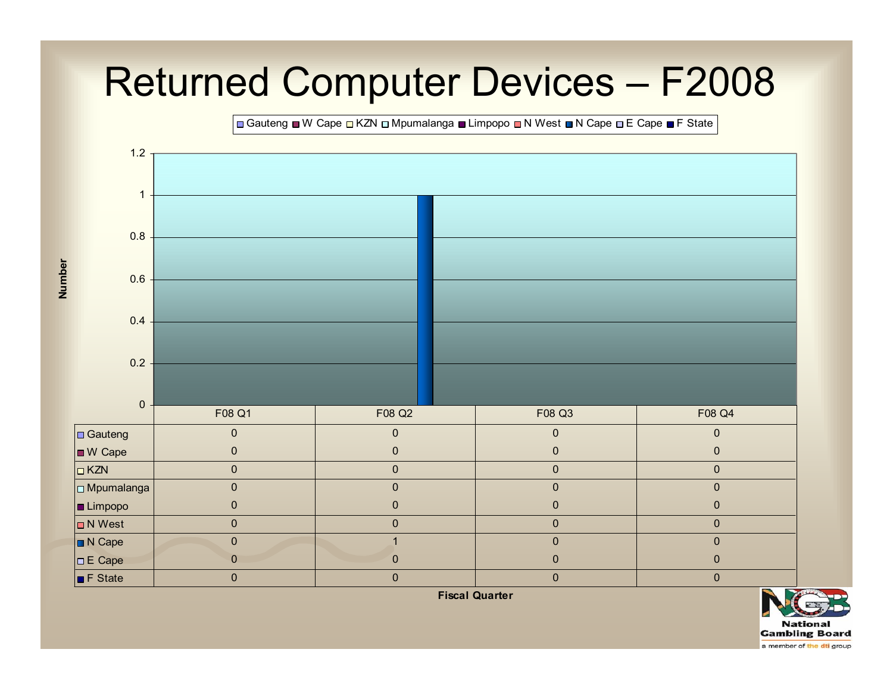# Returned Computer Devices – F2008

| | F08 Q1 | F08 Q2 | F08 Q3 | F08 Q4 |
|---|---|---|---|---|
| Gauteng | 0 | 0 | 0 | 0 |
| W Cape | 0 | 0 | 0 | 0 |
| KZN | 0 | 0 | 0 | 0 |
| Mpumalanga | 0 | 0 | 0 | 0 |
| Limpopo | 0 | 0 | 0 | 0 |
| N West | 0 | 0 | 0 | 0 |
| N Cape | 0 | 1 | 0 | 0 |
| E Cape | 0 | 0 | 0 | 0 |
| F State | 0 | 0 | 0 | 0 |

Fiscal Quarter

National Gambling Board

a member of the dti group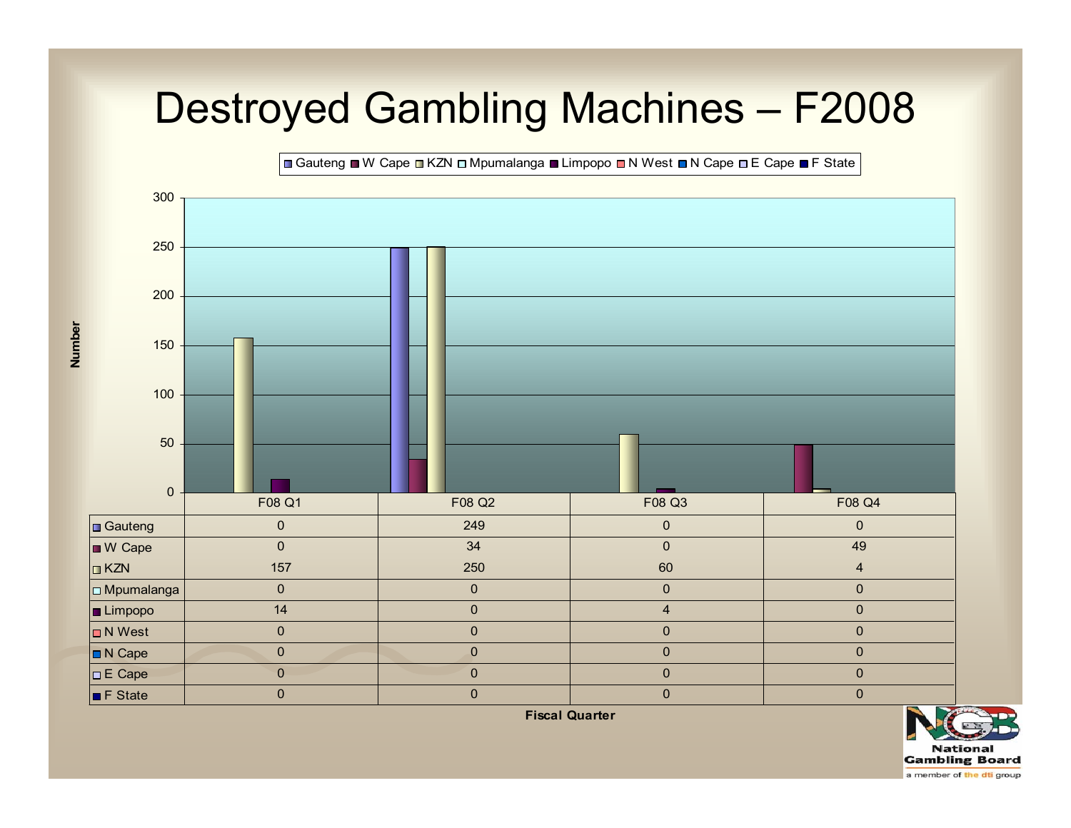# Destroyed Gambling Machines – F2008

| | F08 Q1 | F08 Q2 | F08 Q3 | F08 Q4 |
|---|---|---|---|---|
| Gauteng | 0 | 249 | 0 | 0 |
| W Cape | 0 | 34 | 0 | 49 |
| KZN | 157 | 250 | 60 | 4 |
| Mpumalanga | 0 | 0 | 0 | 0 |
| Limpopo | 14 | 0 | 4 | 0 |
| N West | 0 | 0 | 0 | 0 |
| N Cape | 0 | 0 | 0 | 0 |
| E Cape | 0 | 0 | 0 | 0 |
| F State | 0 | 0 | 0 | 0 |

Fiscal Quarter

National Gambling Board
a member of the dti group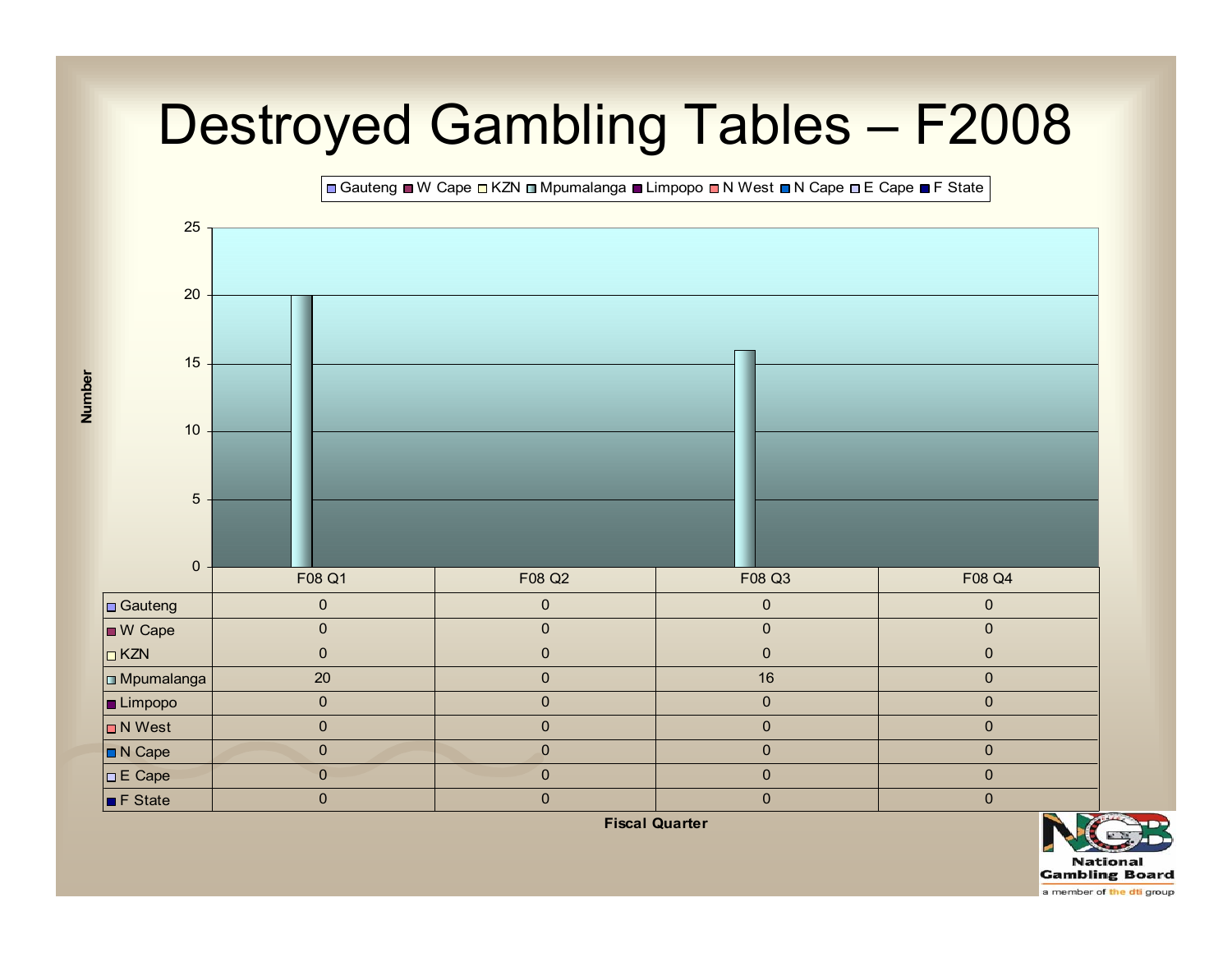# Destroyed Gambling Tables – F2008

| | F08 Q1 | F08 Q2 | F08 Q3 | F08 Q4 |
|---|---|---|---|---|
| Gauteng | 0 | 0 | 0 | 0 |
| W Cape | 0 | 0 | 0 | 0 |
| KZN | 0 | 0 | 0 | 0 |
| Mpumalanga | 20 | 0 | 16 | 0 |
| Limpopo | 0 | 0 | 0 | 0 |
| N West | 0 | 0 | 0 | 0 |
| N Cape | 0 | 0 | 0 | 0 |
| E Cape | 0 | 0 | 0 | 0 |
| F State | 0 | 0 | 0 | 0 |

Fiscal Quarter

National Gambling Board
a member of the dti group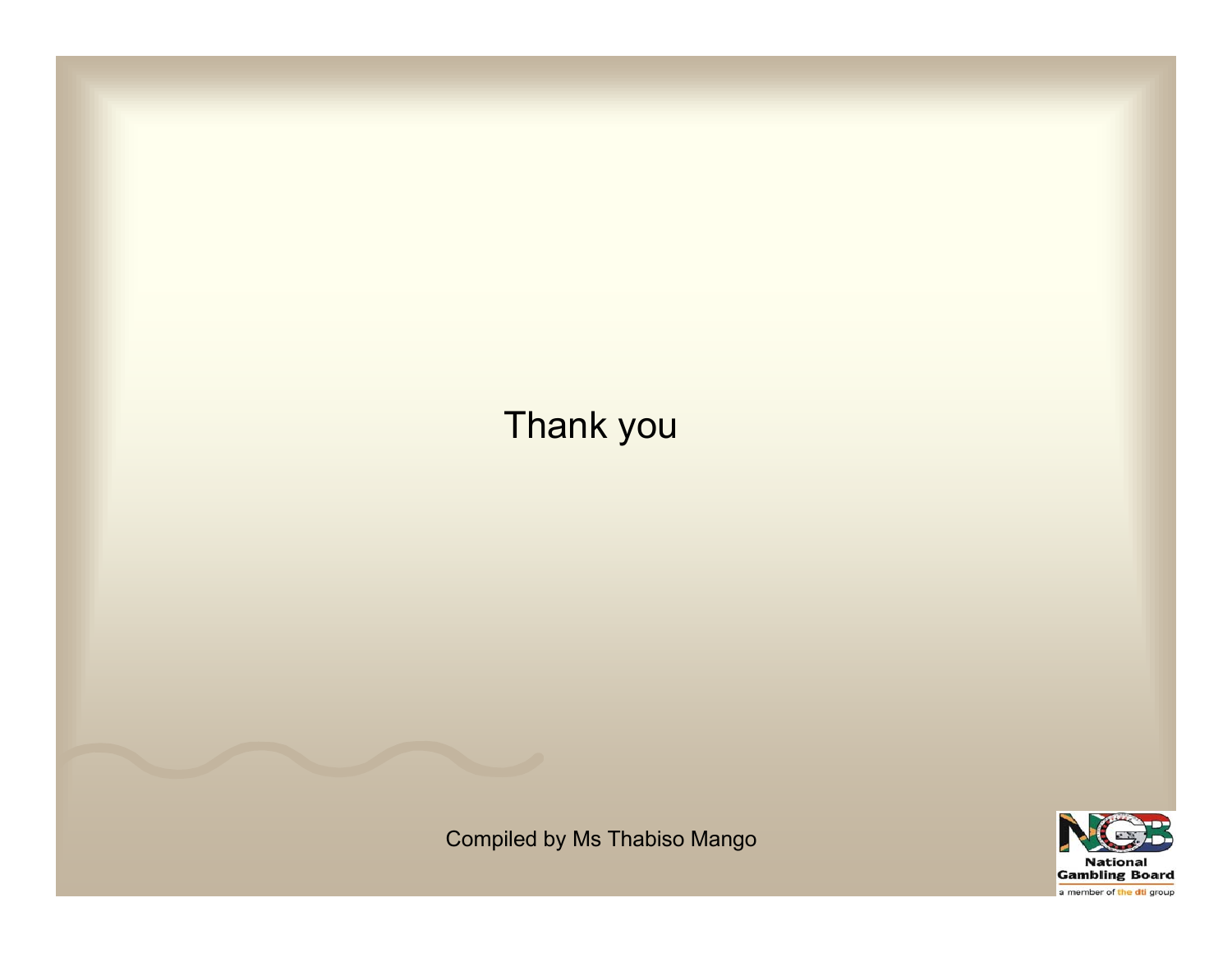Thank you

Compiled by Ms Thabiso Mango